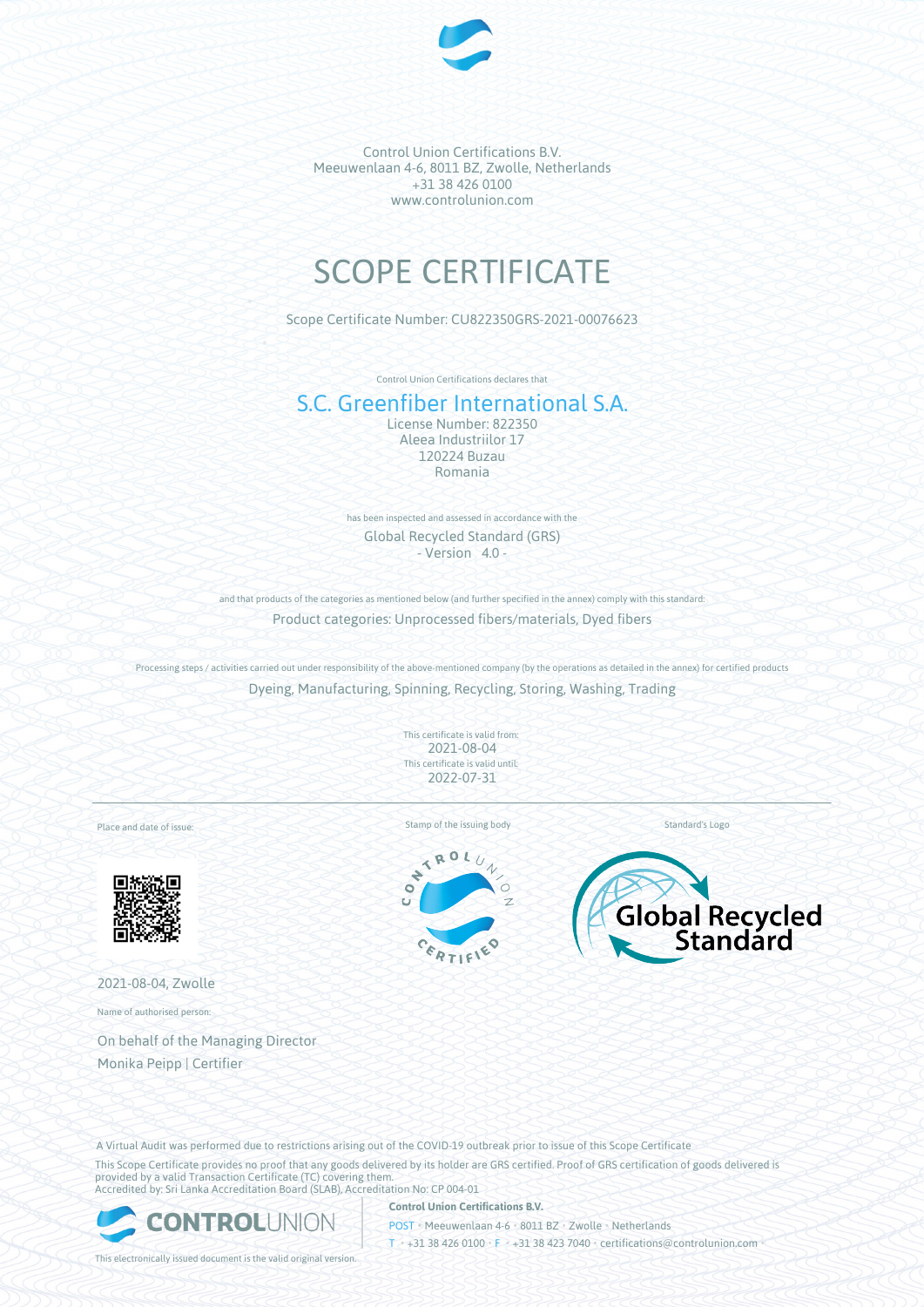Control Union Certifications B.V.
Meeuwenlaan 4-6, 8011 BZ, Zwolle, Netherlands
+31 38 426 0100
www.controlunion.com

# SCOPE CERTIFICATE

Scope Certificate Number: CU822350GRS-2021-00076623

Control Union Certifications declares that

## S.C. Greenfiber International S.A.

License Number: 822350
Aleea Industriilor 17
120224 Buzau
Romania

has been inspected and assessed in accordance with the

Global Recycled Standard (GRS)
\- Version 4.0 -

and that products of the categories as mentioned below (and further specified in the annex) comply with this standard:

Product categories: Unprocessed fibers/materials, Dyed fibers

Processing steps / activities carried out under responsibility of the above-mentioned company (by the operations as detailed in the annex) for certified products

Dyeing, Manufacturing, Spinning, Recycling, Storing, Washing, Trading

This certificate is valid from:
2021-08-04
This certificate is valid until:
2022-07-31

Place and date of issue:

2021-08-04, Zwolle

Name of authorised person:

On behalf of the Managing Director
Monika Peipp | Certifier

Stamp of the issuing body

Standard's Logo

A Virtual Audit was performed due to restrictions arising out of the COVID-19 outbreak prior to issue of this Scope Certificate

This Scope Certificate provides no proof that any goods delivered by its holder are GRS certified. Proof of GRS certification of goods delivered is provided by a valid Transaction Certificate (TC) covering them.
Accredited by: Sri Lanka Accreditation Board (SLAB), Accreditation No: CP 004-01

**Control Union Certifications B.V.**
POST • Meeuwenlaan 4-6 • 8011 BZ • Zwolle • Netherlands
T • +31 38 426 0100 • F • +31 38 423 7040 • certifications@controlunion.com

This electronically issued document is the valid original version.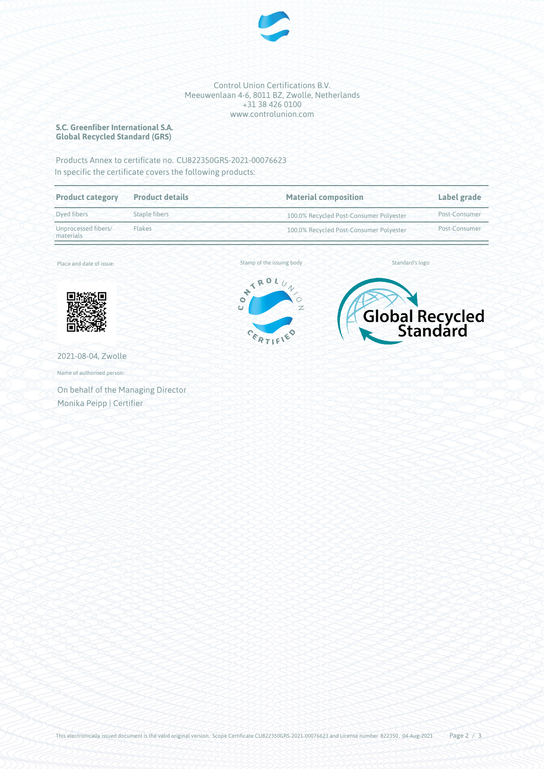Control Union Certifications B.V.
Meeuwenlaan 4-6, 8011 BZ, Zwolle, Netherlands
+31 38 426 0100
www.controlunion.com

**S.C. Greenfiber International S.A.**
**Global Recycled Standard (GRS)**

Products Annex to certificate no. CU822350GRS-2021-00076623
In specific the certificate covers the following products:

| Product category | Product details | Material composition | Label grade |
|---|---|---|---|
| Dyed fibers | Staple fibers | 100.0% Recycled Post-Consumer Polyester | Post-Consumer |
| Unprocessed fibers/ materials | Flakes | 100.0% Recycled Post-Consumer Polyester | Post-Consumer |

Place and date of issue:

Stamp of the issuing body

Standard's logo

2021-08-04, Zwolle

Name of authorised person:

On behalf of the Managing Director
Monika Peipp | Certifier

This electronically issued document is the valid original version. Scope Certificate CU822350GRS-2021-00076623 and License number 822350 , 04-Aug-2021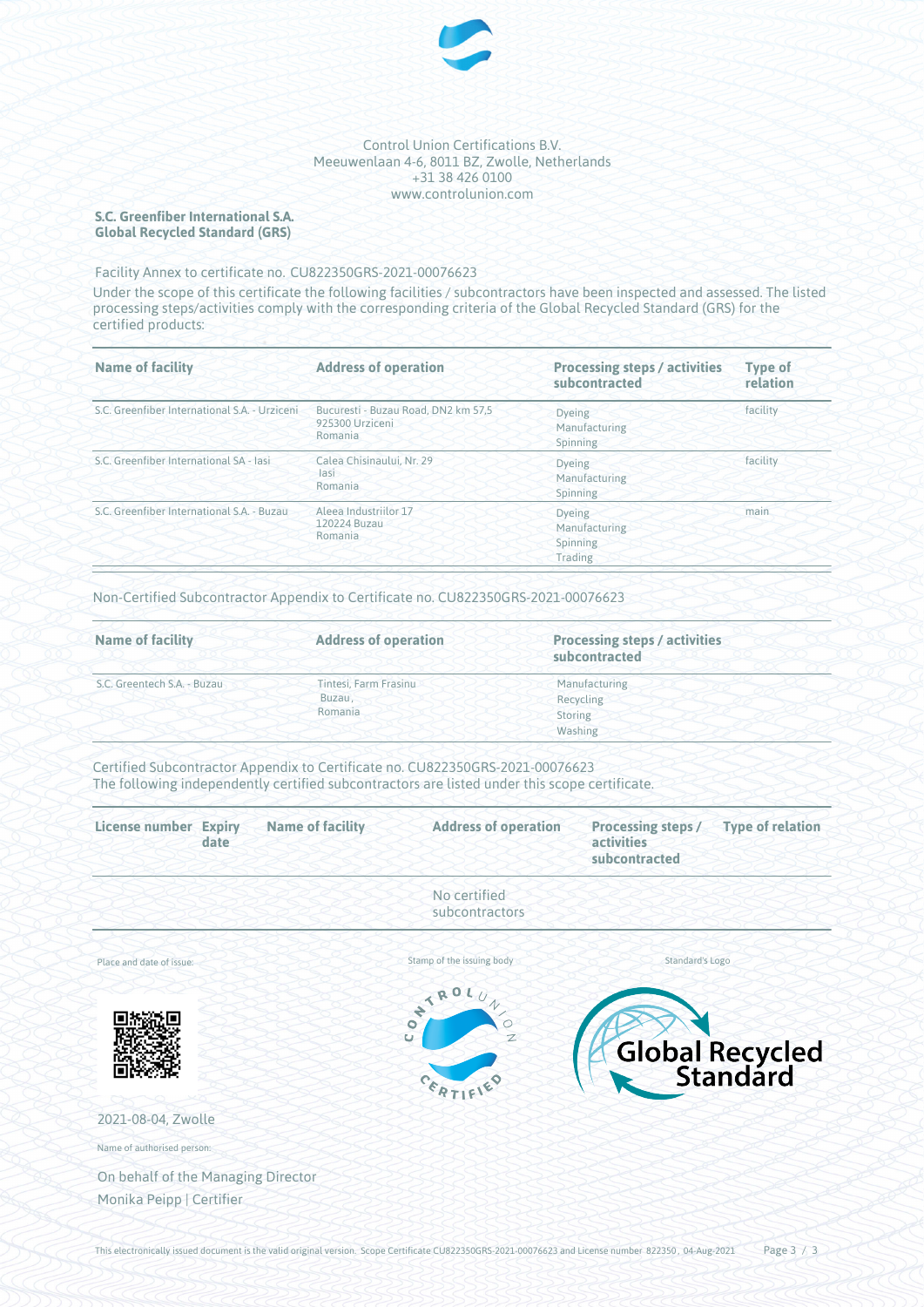Control Union Certifications B.V.
Meeuwenlaan 4-6, 8011 BZ, Zwolle, Netherlands
+31 38 426 0100
www.controlunion.com

**S.C. Greenfiber International S.A.**
**Global Recycled Standard (GRS)**

Facility Annex to certificate no. CU822350GRS-2021-00076623

Under the scope of this certificate the following facilities / subcontractors have been inspected and assessed. The listed processing steps/activities comply with the corresponding criteria of the Global Recycled Standard (GRS) for the certified products:

| Name of facility | Address of operation | Processing steps / activities subcontracted | Type of relation |
|---|---|---|---|
| S.C. Greenfiber International S.A. - Urziceni | Bucuresti - Buzau Road, DN2 km 57,5<br>925300 Urziceni<br>Romania | Dyeing<br>Manufacturing<br>Spinning | facility |
| S.C. Greenfiber International SA - Iasi | Calea Chisinaului, Nr. 29<br>Iasi<br>Romania | Dyeing<br>Manufacturing<br>Spinning | facility |
| S.C. Greenfiber International S.A. - Buzau | Aleea Industriilor 17<br>120224 Buzau<br>Romania | Dyeing<br>Manufacturing<br>Spinning<br>Trading | main |

Non-Certified Subcontractor Appendix to Certificate no. CU822350GRS-2021-00076623

| Name of facility | Address of operation | Processing steps / activities subcontracted |
|---|---|---|
| S.C. Greentech S.A. - Buzau | Tintesi, Farm Frasinu<br>Buzau,<br>Romania | Manufacturing<br>Recycling<br>Storing<br>Washing |

Certified Subcontractor Appendix to Certificate no. CU822350GRS-2021-00076623
The following independently certified subcontractors are listed under this scope certificate.

| License number | Expiry date | Name of facility | Address of operation | Processing steps / activities subcontracted | Type of relation |
|---|---|---|---|---|---|
| | | | No certified subcontractors | | |

Place and date of issue:

Stamp of the issuing body

Standard's Logo

2021-08-04, Zwolle

Name of authorised person:

On behalf of the Managing Director
Monika Peipp | Certifier

This electronically issued document is the valid original version. Scope Certificate CU822350GRS-2021-00076623 and License number 822350, 04-Aug-2021